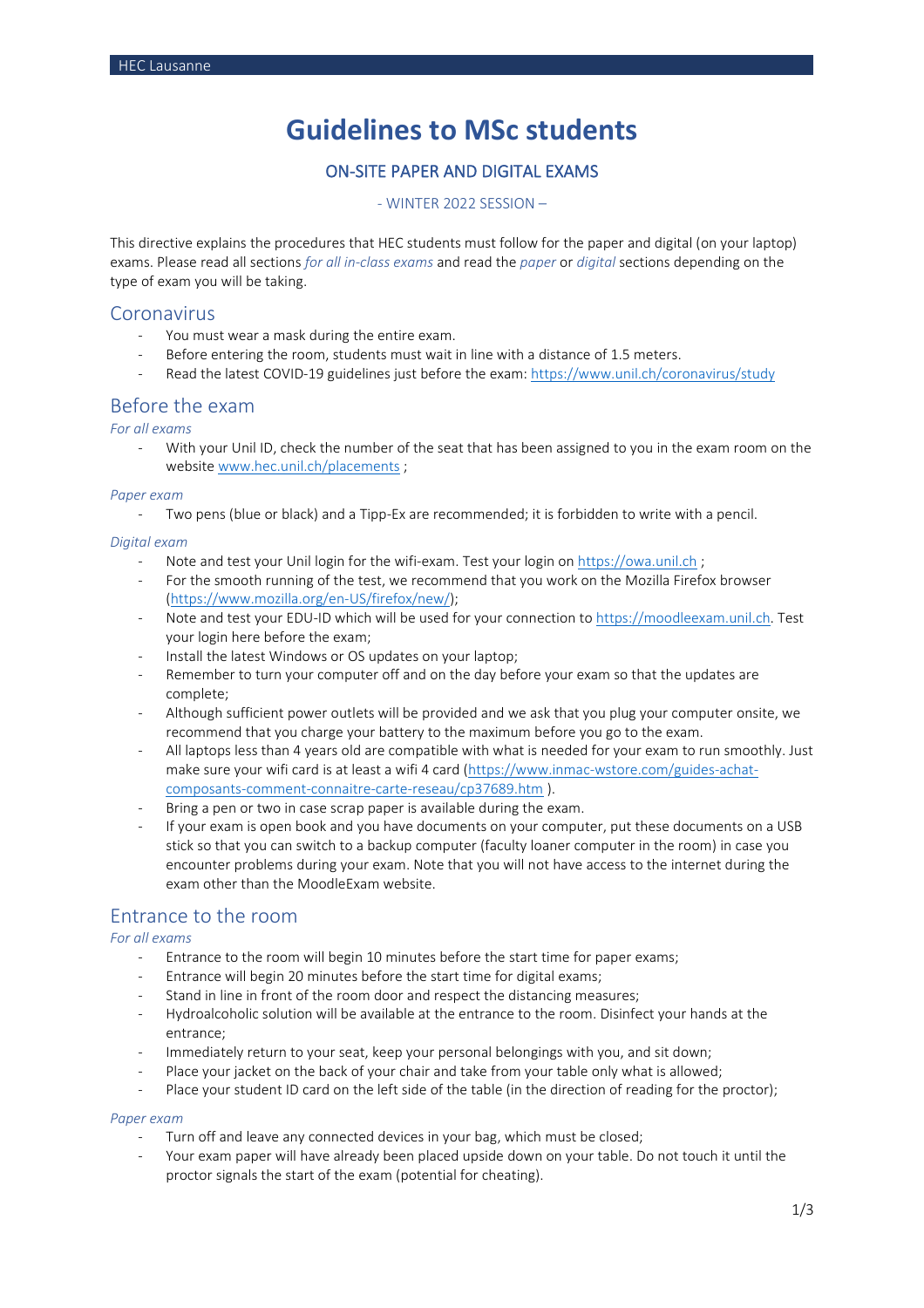# Guidelines to MSc students

## ON-SITE PAPER AND DIGITAL EXAMS

- WINTER 2022 SESSION –

This directive explains the procedures that HEC students must follow for the paper and digital (on your laptop) exams. Please read all sections *for all in-class exams* and read the *paper* or *digital* sections depending on the type of exam you will be taking.

## Coronavirus

- You must wear a mask during the entire exam.
- Before entering the room, students must wait in line with a distance of 1.5 meters.
- Read the latest COVID-19 guidelines just before the exam: https://www.unil.ch/coronavirus/study

## Before the exam

*For all exams*

- With your Unil ID, check the number of the seat that has been assigned to you in the exam room on the website www.hec.unil.ch/placements ;

*Paper exam*

- Two pens (blue or black) and a Tipp-Ex are recommended; it is forbidden to write with a pencil.

*Digital exam*

- Note and test your Unil login for the wifi-exam. Test your login on https://owa.unil.ch ;
- For the smooth running of the test, we recommend that you work on the Mozilla Firefox browser (https://www.mozilla.org/en-US/firefox/new/);
- Note and test your EDU-ID which will be used for your connection to https://moodleexam.unil.ch. Test your login here before the exam;
- Install the latest Windows or OS updates on your laptop;
- Remember to turn your computer off and on the day before your exam so that the updates are complete;
- Although sufficient power outlets will be provided and we ask that you plug your computer onsite, we recommend that you charge your battery to the maximum before you go to the exam.
- All laptops less than 4 years old are compatible with what is needed for your exam to run smoothly. Just make sure your wifi card is at least a wifi 4 card (https://www.inmac-wstore.com/guides-achat-composants-comment-connaitre-carte-reseau/cp37689.htm ).
- Bring a pen or two in case scrap paper is available during the exam.
- If your exam is open book and you have documents on your computer, put these documents on a USB stick so that you can switch to a backup computer (faculty loaner computer in the room) in case you encounter problems during your exam. Note that you will not have access to the internet during the exam other than the MoodleExam website.

## Entrance to the room

*For all exams*

- Entrance to the room will begin 10 minutes before the start time for paper exams;
- Entrance will begin 20 minutes before the start time for digital exams;
- Stand in line in front of the room door and respect the distancing measures;
- Hydroalcoholic solution will be available at the entrance to the room. Disinfect your hands at the entrance;
- Immediately return to your seat, keep your personal belongings with you, and sit down;
- Place your jacket on the back of your chair and take from your table only what is allowed;
- Place your student ID card on the left side of the table (in the direction of reading for the proctor);

*Paper exam*

- Turn off and leave any connected devices in your bag, which must be closed;
- Your exam paper will have already been placed upside down on your table. Do not touch it until the proctor signals the start of the exam (potential for cheating).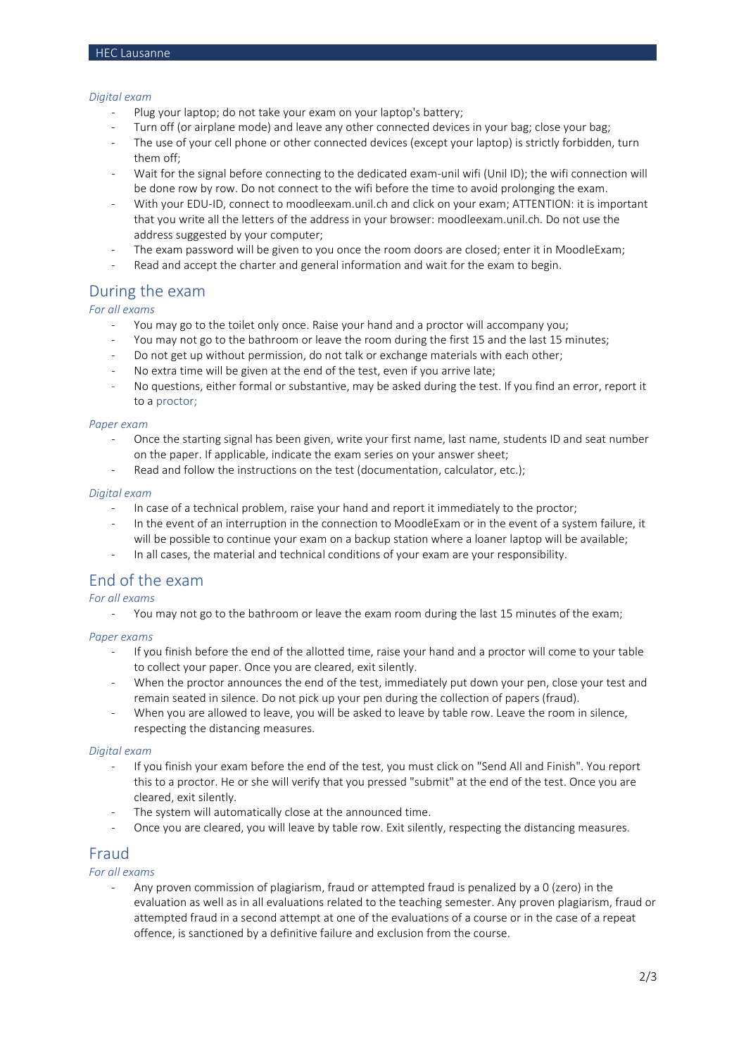*Digital exam*

- Plug your laptop; do not take your exam on your laptop's battery;
- Turn off (or airplane mode) and leave any other connected devices in your bag; close your bag;
- The use of your cell phone or other connected devices (except your laptop) is strictly forbidden, turn them off;
- Wait for the signal before connecting to the dedicated exam-unil wifi (Unil ID); the wifi connection will be done row by row. Do not connect to the wifi before the time to avoid prolonging the exam.
- With your EDU-ID, connect to moodleexam.unil.ch and click on your exam; ATTENTION: it is important that you write all the letters of the address in your browser: moodleexam.unil.ch. Do not use the address suggested by your computer;
- The exam password will be given to you once the room doors are closed; enter it in MoodleExam;
- Read and accept the charter and general information and wait for the exam to begin.

## During the exam

*For all exams*

- You may go to the toilet only once. Raise your hand and a proctor will accompany you;
- You may not go to the bathroom or leave the room during the first 15 and the last 15 minutes;
- Do not get up without permission, do not talk or exchange materials with each other;
- No extra time will be given at the end of the test, even if you arrive late;
- No questions, either formal or substantive, may be asked during the test. If you find an error, report it to a proctor;

*Paper exam*

- Once the starting signal has been given, write your first name, last name, students ID and seat number on the paper. If applicable, indicate the exam series on your answer sheet;
- Read and follow the instructions on the test (documentation, calculator, etc.);

*Digital exam*

- In case of a technical problem, raise your hand and report it immediately to the proctor;
- In the event of an interruption in the connection to MoodleExam or in the event of a system failure, it will be possible to continue your exam on a backup station where a loaner laptop will be available;
- In all cases, the material and technical conditions of your exam are your responsibility.

## End of the exam

*For all exams*

- You may not go to the bathroom or leave the exam room during the last 15 minutes of the exam;

*Paper exams*

- If you finish before the end of the allotted time, raise your hand and a proctor will come to your table to collect your paper. Once you are cleared, exit silently.
- When the proctor announces the end of the test, immediately put down your pen, close your test and remain seated in silence. Do not pick up your pen during the collection of papers (fraud).
- When you are allowed to leave, you will be asked to leave by table row. Leave the room in silence, respecting the distancing measures.

*Digital exam*

- If you finish your exam before the end of the test, you must click on "Send All and Finish". You report this to a proctor. He or she will verify that you pressed "submit" at the end of the test. Once you are cleared, exit silently.
- The system will automatically close at the announced time.
- Once you are cleared, you will leave by table row. Exit silently, respecting the distancing measures.

## Fraud

*For all exams*

- Any proven commission of plagiarism, fraud or attempted fraud is penalized by a 0 (zero) in the evaluation as well as in all evaluations related to the teaching semester. Any proven plagiarism, fraud or attempted fraud in a second attempt at one of the evaluations of a course or in the case of a repeat offence, is sanctioned by a definitive failure and exclusion from the course.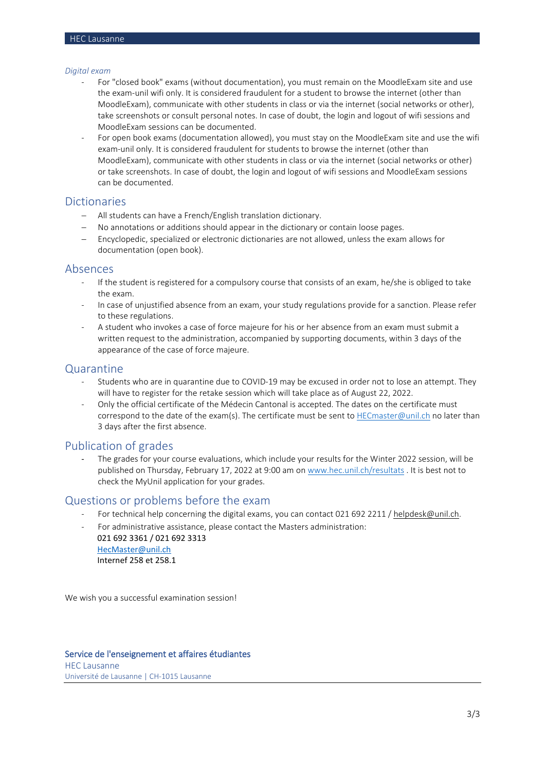*Digital exam*

- For "closed book" exams (without documentation), you must remain on the MoodleExam site and use the exam-unil wifi only. It is considered fraudulent for a student to browse the internet (other than MoodleExam), communicate with other students in class or via the internet (social networks or other), take screenshots or consult personal notes. In case of doubt, the login and logout of wifi sessions and MoodleExam sessions can be documented.
- For open book exams (documentation allowed), you must stay on the MoodleExam site and use the wifi exam-unil only. It is considered fraudulent for students to browse the internet (other than MoodleExam), communicate with other students in class or via the internet (social networks or other) or take screenshots. In case of doubt, the login and logout of wifi sessions and MoodleExam sessions can be documented.

## Dictionaries

- All students can have a French/English translation dictionary.
- No annotations or additions should appear in the dictionary or contain loose pages.
- Encyclopedic, specialized or electronic dictionaries are not allowed, unless the exam allows for documentation (open book).

## Absences

- If the student is registered for a compulsory course that consists of an exam, he/she is obliged to take the exam.
- In case of unjustified absence from an exam, your study regulations provide for a sanction. Please refer to these regulations.
- A student who invokes a case of force majeure for his or her absence from an exam must submit a written request to the administration, accompanied by supporting documents, within 3 days of the appearance of the case of force majeure.

## Quarantine

- Students who are in quarantine due to COVID-19 may be excused in order not to lose an attempt. They will have to register for the retake session which will take place as of August 22, 2022.
- Only the official certificate of the Médecin Cantonal is accepted. The dates on the certificate must correspond to the date of the exam(s). The certificate must be sent to HECmaster@unil.ch no later than 3 days after the first absence.

## Publication of grades

- The grades for your course evaluations, which include your results for the Winter 2022 session, will be published on Thursday, February 17, 2022 at 9:00 am on www.hec.unil.ch/resultats . It is best not to check the MyUnil application for your grades.

## Questions or problems before the exam

- For technical help concerning the digital exams, you can contact 021 692 2211 / helpdesk@unil.ch.
- For administrative assistance, please contact the Masters administration:
  021 692 3361 / 021 692 3313
  HecMaster@unil.ch
  Internef 258 et 258.1

We wish you a successful examination session!

**Service de l'enseignement et affaires étudiantes**
HEC Lausanne
Université de Lausanne | CH-1015 Lausanne